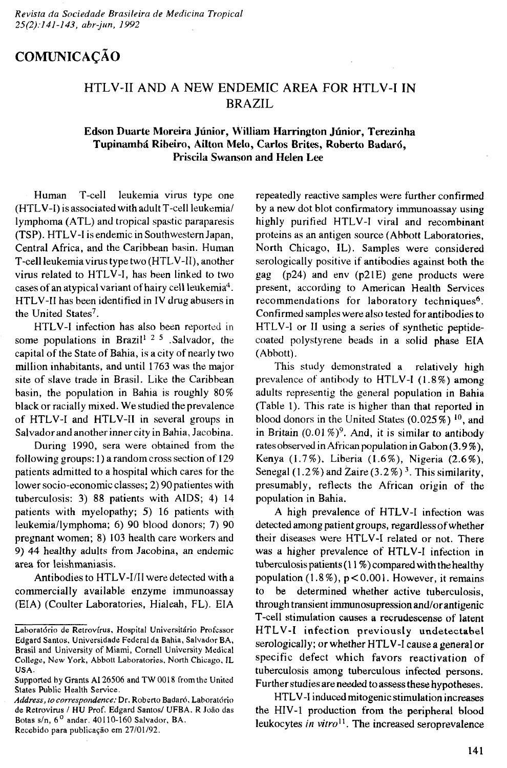# COMUNICAÇÃO

## HTLV-II AND A NEW ENDEMIC AREA FOR HTLV-I IN BRAZIL

**Edson Duarte Moreira Júnior, William Harrington Júnior, Terezinha Tupinambá Ribeiro, Ailton Melo, Carlos Brites, Roberto Badaró, Priscila Swanson and Helen Lee**

Human T-cell leukemia virus type one (HTLV-I) is associated with adult T-cell leukemia/ lymphoma (ATL) and tropical spastic paraparesis (TSP). HTLV-I is endemic in Southwestern Japan, Central Africa, and the Caribbean basin. Human T-cell leukemia virus type two (HTLV-II), another virus related to HTLV-I, has been linked to two cases of an atypical variant of hairy cell leukemia[4]. HTLV-II has been identified in IV drug abusers in the United States[7].

HTLV-I infection has also been reported in some populations in Brazil[1 2 5]. Salvador, the capital of the State of Bahia, is a city of nearly two million inhabitants, and until 1763 was the major site of slave trade in Brasil. Like the Caribbean basin, the population in Bahia is roughly 80% black or racially mixed. We studied the prevalence of HTLV-I and HTLV-II in several groups in Salvador and another inner city in Bahia, Jacobina.

During 1990, sera were obtained from the following groups: 1) a random cross section of 129 patients admitted to a hospital which cares for the lower socio-economic classes; 2) 90 patientes with tuberculosis: 3) 88 patients with AIDS; 4) 14 patients with myelopathy; 5) 16 patients with leukemia/lymphoma; 6) 90 blood donors; 7) 90 pregnant women; 8) 103 health care workers and 9) 44 healthy adults from Jacobina, an endemic area for leishmaniasis.

Antibodies to HTLV-I/II were detected with a commercially available enzyme immunoassay (EIA) (Coulter Laboratories, Hialeah, FL). EIA repeatedly reactive samples were further confirmed by a new dot blot confirmatory immunoassay using highly purified HTLV-I viral and recombinant proteins as an antigen source (Abbott Laboratories, North Chicago, IL). Samples were considered serologically positive if antibodies against both the gag (p24) and env (p21E) gene products were present, according to American Health Services recommendations for laboratory techniques[6]. Confirmed samples were also tested for antibodies to HTLV-I or II using a series of synthetic peptide-coated polystyrene beads in a solid phase EIA (Abbott).

This study demonstrated a relatively high prevalence of antibody to HTLV-I (1.8%) among adults representig the general population in Bahia (Table 1). This rate is higher than that reported in blood donors in the United States (0.025%)[10], and in Britain (0.01%)[9]. And, it is similar to antibody rates observed in African population in Gabon (3.9%), Kenya (1.7%), Liberia (1.6%), Nigeria (2.6%), Senegal (1.2%) and Zaire (3.2%)[3]. This similarity, presumably, reflects the African origin of the population in Bahia.

A high prevalence of HTLV-I infection was detected among patient groups, regardless of whether their diseases were HTLV-I related or not. There was a higher prevalence of HTLV-I infection in tuberculosis patients (11%) compared with the healthy population (1.8%), $p<0.001$. However, it remains to be determined whether active tuberculosis, through transient immunosupression and/or antigenic T-cell stimulation causes a recrudescense of latent HTLV-I infection previously undetectabel serologically; or whether HTLV-I cause a general or specific defect which favors reactivation of tuberculosis among tuberculous infected persons. Further studies are needed to assess these hypotheses.

HTLV-I induced mitogenic stimulation increases the HIV-1 production from the peripheral blood leukocytes *in vitro*[11]. The increased seroprevalence

---

Laboratório de Retrovírus, Hospital Universitário Professor Edgard Santos, Universidade Federal da Bahia, Salvador BA, Brasil and University of Miami, Cornell University Medical College, New York, Abbott Laboratories, North Chicago, IL USA.

Supported by Grants AI 26506 and TW 0018 from the United States Public Health Service.

*Address, to correspondence:* Dr. Roberto Badaró, Laboratório de Retrovirus / HU Prof. Edgard Santos/ UFBA. R João das Botas s/n, 6° andar. 40110-160 Salvador, BA.

Recebido para publicação em 27/01/92.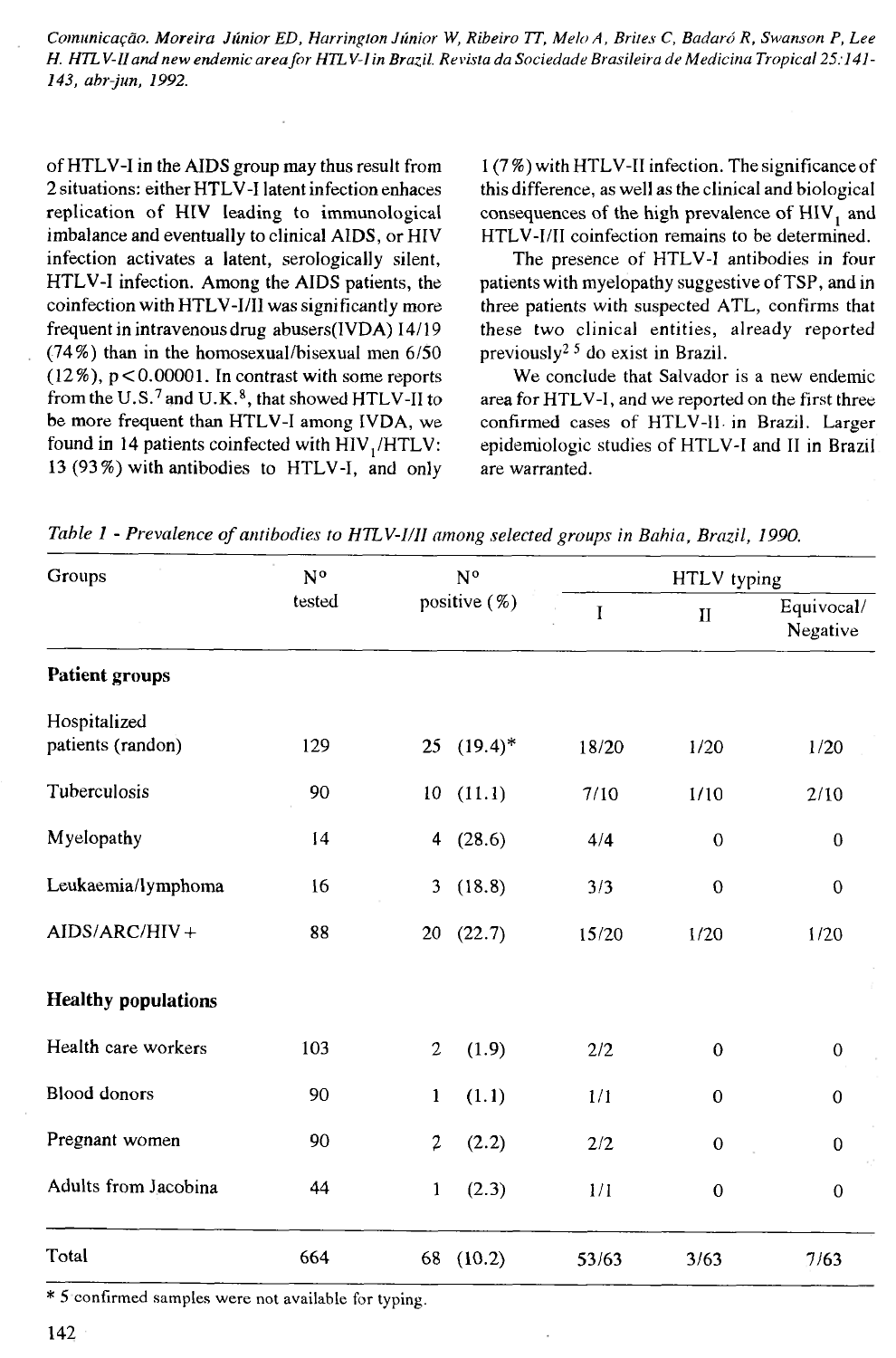of HTLV-I in the AIDS group may thus result from 2 situations: either HTLV-I latent infection enhaces replication of HIV leading to immunological imbalance and eventually to clinical AIDS, or HIV infection activates a latent, serologically silent, HTLV-I infection. Among the AIDS patients, the coinfection with HTLV-I/II was significantly more frequent in intravenous drug abusers(IVDA) 14/19 (74%) than in the homosexual/bisexual men 6/50 (12%), $p < 0.00001$. In contrast with some reports from the U.S.[7] and U.K.[8], that showed HTLV-II to be more frequent than HTLV-I among IVDA, we found in 14 patients coinfected with $HIV_1$/HTLV: 13 (93%) with antibodies to HTLV-I, and only 1 (7%) with HTLV-II infection. The significance of this difference, as well as the clinical and biological consequences of the high prevalence of $HIV_1$ and HTLV-I/II coinfection remains to be determined.

The presence of HTLV-I antibodies in four patients with myelopathy suggestive of TSP, and in three patients with suspected ATL, confirms that these two clinical entities, already reported previously[2 5] do exist in Brazil.

We conclude that Salvador is a new endemic area for HTLV-I, and we reported on the first three confirmed cases of HTLV-II in Brazil. Larger epidemiologic studies of HTLV-I and II in Brazil are warranted.

*Table 1 - Prevalence of antibodies to HTLV-I/II among selected groups in Bahia, Brazil, 1990.*

| Groups | N° tested | N° positive (%) | HTLV typing | | |
|---|---|---|---|---|---|
| | | | I | II | Equivocal/ Negative |
| **Patient groups** | | | | | |
| Hospitalized patients (randon) | 129 | 25 (19.4)* | 18/20 | 1/20 | 1/20 |
| Tuberculosis | 90 | 10 (11.1) | 7/10 | 1/10 | 2/10 |
| Myelopathy | 14 | 4 (28.6) | 4/4 | 0 | 0 |
| Leukaemia/lymphoma | 16 | 3 (18.8) | 3/3 | 0 | 0 |
| AIDS/ARC/HIV+ | 88 | 20 (22.7) | 15/20 | 1/20 | 1/20 |
| **Healthy populations** | | | | | |
| Health care workers | 103 | 2 (1.9) | 2/2 | 0 | 0 |
| Blood donors | 90 | 1 (1.1) | 1/1 | 0 | 0 |
| Pregnant women | 90 | 2 (2.2) | 2/2 | 0 | 0 |
| Adults from Jacobina | 44 | 1 (2.3) | 1/1 | 0 | 0 |
| Total | 664 | 68 (10.2) | 53/63 | 3/63 | 7/63 |

\* 5 confirmed samples were not available for typing.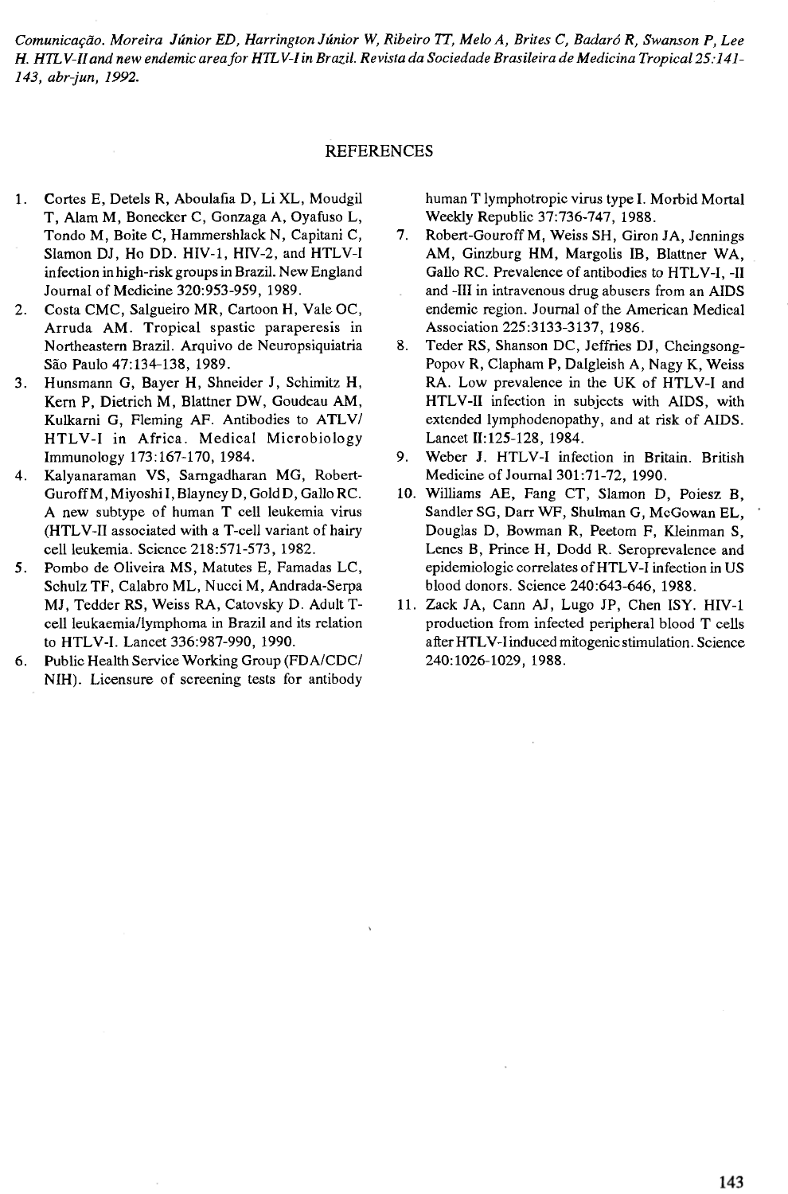*Comunicação. Moreira Júnior ED, Harrington Júnior W, Ribeiro TT, Melo A, Brites C, Badaró R, Swanson P, Lee H. HTLV-II and new endemic area for HTLV-I in Brazil. Revista da Sociedade Brasileira de Medicina Tropical 25:141-143, abr-jun, 1992.*

## REFERENCES

1. Cortes E, Detels R, Aboulafia D, Li XL, Moudgil T, Alam M, Bonecker C, Gonzaga A, Oyafuso L, Tondo M, Boite C, Hammershlack N, Capitani C, Slamon DJ, Ho DD. HIV-1, HIV-2, and HTLV-I infection in high-risk groups in Brazil. New England Journal of Medicine 320:953-959, 1989.
2. Costa CMC, Salgueiro MR, Cartoon H, Vale OC, Arruda AM. Tropical spastic paraperesis in Northeastern Brazil. Arquivo de Neuropsiquiatria São Paulo 47:134-138, 1989.
3. Hunsmann G, Bayer H, Shneider J, Schimitz H, Kern P, Dietrich M, Blattner DW, Goudeau AM, Kulkarni G, Fleming AF. Antibodies to ATLV/HTLV-I in Africa. Medical Microbiology Immunology 173:167-170, 1984.
4. Kalyanaraman VS, Sarngadharan MG, Robert-Guroff M, Miyoshi I, Blayney D, Gold D, Gallo RC. A new subtype of human T cell leukemia virus (HTLV-II associated with a T-cell variant of hairy cell leukemia. Science 218:571-573, 1982.
5. Pombo de Oliveira MS, Matutes E, Famadas LC, Schulz TF, Calabro ML, Nucci M, Andrada-Serpa MJ, Tedder RS, Weiss RA, Catovsky D. Adult T-cell leukaemia/lymphoma in Brazil and its relation to HTLV-I. Lancet 336:987-990, 1990.
6. Public Health Service Working Group (FDA/CDC/NIH). Licensure of screening tests for antibody human T lymphotropic virus type I. Morbid Mortal Weekly Republic 37:736-747, 1988.
7. Robert-Gouroff M, Weiss SH, Giron JA, Jennings AM, Ginzburg HM, Margolis IB, Blattner WA, Gallo RC. Prevalence of antibodies to HTLV-I, -II and -III in intravenous drug abusers from an AIDS endemic region. Journal of the American Medical Association 225:3133-3137, 1986.
8. Teder RS, Shanson DC, Jeffries DJ, Cheingsong-Popov R, Clapham P, Dalgleish A, Nagy K, Weiss RA. Low prevalence in the UK of HTLV-I and HTLV-II infection in subjects with AIDS, with extended lymphodenopathy, and at risk of AIDS. Lancet II:125-128, 1984.
9. Weber J. HTLV-I infection in Britain. British Medicine of Journal 301:71-72, 1990.
10. Williams AE, Fang CT, Slamon D, Poiesz B, Sandler SG, Darr WF, Shulman G, McGowan EL, Douglas D, Bowman R, Peetom F, Kleinman S, Lenes B, Prince H, Dodd R. Seroprevalence and epidemiologic correlates of HTLV-I infection in US blood donors. Science 240:643-646, 1988.
11. Zack JA, Cann AJ, Lugo JP, Chen ISY. HIV-1 production from infected peripheral blood T cells after HTLV-I induced mitogenic stimulation. Science 240:1026-1029, 1988.